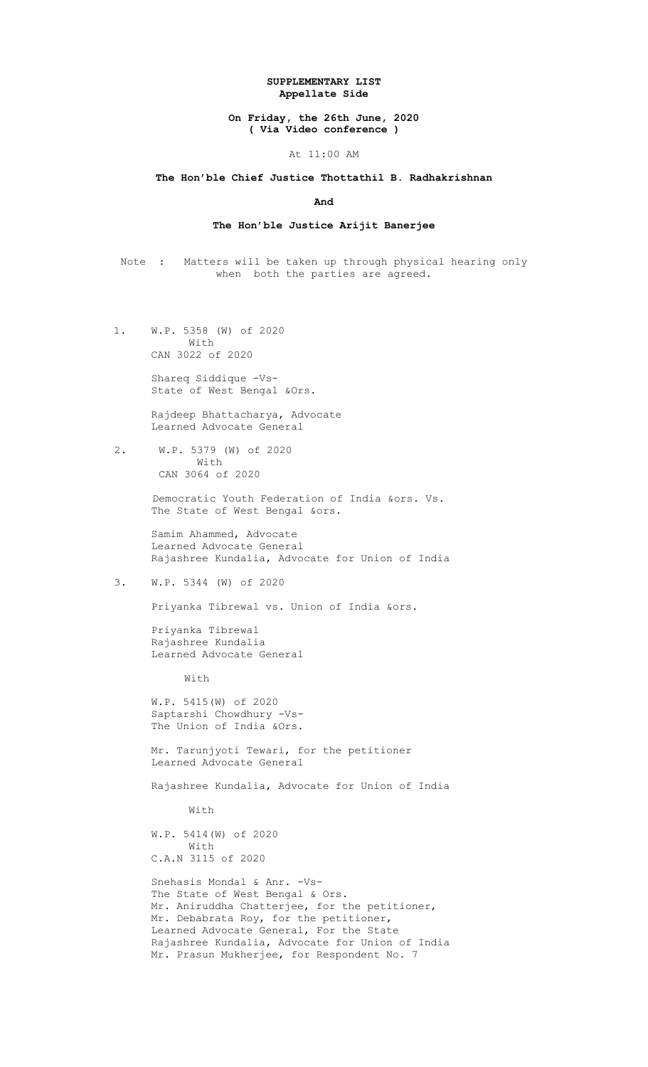**SUPPLEMENTARY LIST**
**Appellate Side**

**On Friday, the 26th June, 2020**
**( Via Video conference )**

At 11:00 AM

**The Hon'ble Chief Justice Thottathil B. Radhakrishnan**

**And**

**The Hon'ble Justice Arijit Banerjee**

Note : Matters will be taken up through physical hearing only when both the parties are agreed.

1. W.P. 5358 (W) of 2020
   With
   CAN 3022 of 2020

   Shareq Siddique -Vs-
   State of West Bengal &Ors.

   Rajdeep Bhattacharya, Advocate
   Learned Advocate General

2. W.P. 5379 (W) of 2020
   With
   CAN 3064 of 2020

   Democratic Youth Federation of India &ors. Vs.
   The State of West Bengal &ors.

   Samim Ahammed, Advocate
   Learned Advocate General
   Rajashree Kundalia, Advocate for Union of India

3. W.P. 5344 (W) of 2020

   Priyanka Tibrewal vs. Union of India &ors.

   Priyanka Tibrewal
   Rajashree Kundalia
   Learned Advocate General

   With

   W.P. 5415(W) of 2020
   Saptarshi Chowdhury -Vs-
   The Union of India &Ors.

   Mr. Tarunjyoti Tewari, for the petitioner
   Learned Advocate General

   Rajashree Kundalia, Advocate for Union of India

   With

   W.P. 5414(W) of 2020
   With
   C.A.N 3115 of 2020

   Snehasis Mondal & Anr. -Vs-
   The State of West Bengal & Ors.
   Mr. Aniruddha Chatterjee, for the petitioner,
   Mr. Debabrata Roy, for the petitioner,
   Learned Advocate General, For the State
   Rajashree Kundalia, Advocate for Union of India
   Mr. Prasun Mukherjee, for Respondent No. 7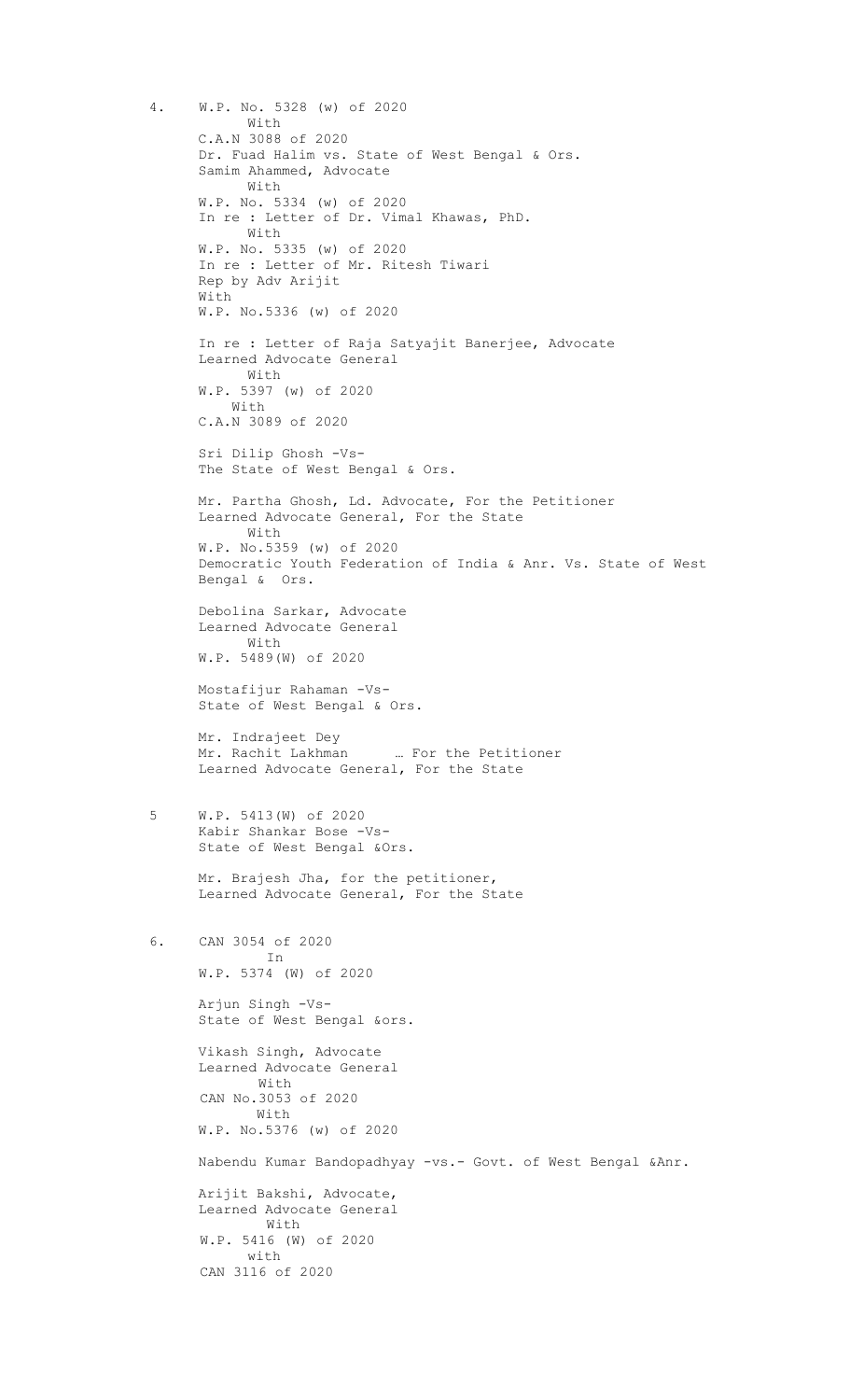4. W.P. No. 5328 (w) of 2020
   With
   C.A.N 3088 of 2020
   Dr. Fuad Halim vs. State of West Bengal & Ors.
   Samim Ahammed, Advocate
   With
   W.P. No. 5334 (w) of 2020
   In re : Letter of Dr. Vimal Khawas, PhD.
   With
   W.P. No. 5335 (w) of 2020
   In re : Letter of Mr. Ritesh Tiwari
   Rep by Adv Arijit
   With
   W.P. No.5336 (w) of 2020

   In re : Letter of Raja Satyajit Banerjee, Advocate
   Learned Advocate General
   With
   W.P. 5397 (w) of 2020
   With
   C.A.N 3089 of 2020

   Sri Dilip Ghosh -Vs-
   The State of West Bengal & Ors.

   Mr. Partha Ghosh, Ld. Advocate, For the Petitioner
   Learned Advocate General, For the State
   With
   W.P. No.5359 (w) of 2020
   Democratic Youth Federation of India & Anr. Vs. State of West Bengal & Ors.

   Debolina Sarkar, Advocate
   Learned Advocate General
   With
   W.P. 5489(W) of 2020

   Mostafijur Rahaman -Vs-
   State of West Bengal & Ors.

   Mr. Indrajeet Dey
   Mr. Rachit Lakhman … For the Petitioner
   Learned Advocate General, For the State

5. W.P. 5413(W) of 2020
   Kabir Shankar Bose -Vs-
   State of West Bengal &Ors.

   Mr. Brajesh Jha, for the petitioner,
   Learned Advocate General, For the State

6. CAN 3054 of 2020
   In
   W.P. 5374 (W) of 2020

   Arjun Singh -Vs-
   State of West Bengal &ors.

   Vikash Singh, Advocate
   Learned Advocate General
   With
   CAN No.3053 of 2020
   With
   W.P. No.5376 (w) of 2020

   Nabendu Kumar Bandopadhyay -vs.- Govt. of West Bengal &Anr.

   Arijit Bakshi, Advocate,
   Learned Advocate General
   With
   W.P. 5416 (W) of 2020
   with
   CAN 3116 of 2020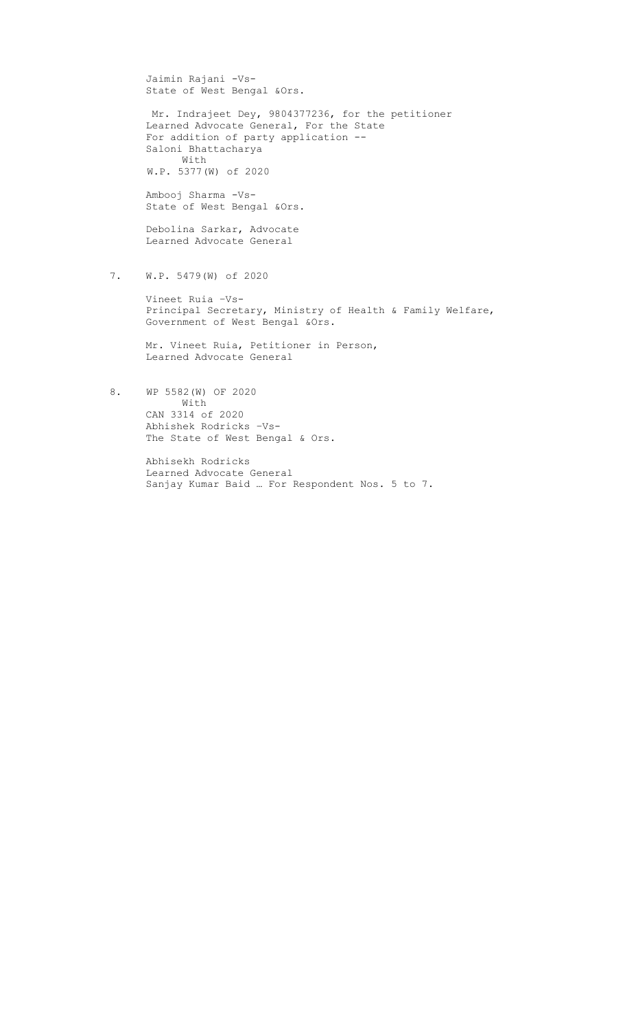Jaimin Rajani -Vs-
State of West Bengal &Ors.

Mr. Indrajeet Dey, 9804377236, for the petitioner
Learned Advocate General, For the State
For addition of party application --
Saloni Bhattacharya

With

W.P. 5377(W) of 2020

Ambooj Sharma -Vs-
State of West Bengal &Ors.

Debolina Sarkar, Advocate
Learned Advocate General

7. W.P. 5479(W) of 2020

Vineet Ruia –Vs-
Principal Secretary, Ministry of Health & Family Welfare, Government of West Bengal &Ors.

Mr. Vineet Ruia, Petitioner in Person,
Learned Advocate General

8. WP 5582(W) OF 2020

With

CAN 3314 of 2020
Abhishek Rodricks –Vs-
The State of West Bengal & Ors.

Abhisekh Rodricks
Learned Advocate General
Sanjay Kumar Baid … For Respondent Nos. 5 to 7.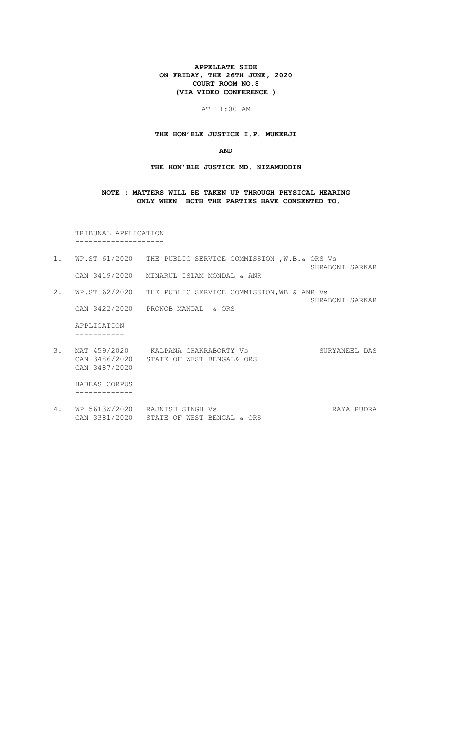**APPELLATE SIDE**
**ON FRIDAY, THE 26TH JUNE, 2020**
**COURT ROOM NO.8**
**(VIA VIDEO CONFERENCE )**

AT 11:00 AM

**THE HON'BLE JUSTICE I.P. MUKERJI**

**AND**

**THE HON'BLE JUSTICE MD. NIZAMUDDIN**

**NOTE : MATTERS WILL BE TAKEN UP THROUGH PHYSICAL HEARING ONLY WHEN BOTH THE PARTIES HAVE CONSENTED TO.**

TRIBUNAL APPLICATION
--------------------

| | | | |
|---|---|---|---|
| 1. | WP.ST 61/2020 | THE PUBLIC SERVICE COMMISSION ,W.B.& ORS Vs | SHRABONI SARKAR |
| | CAN 3419/2020 | MINARUL ISLAM MONDAL & ANR | |
| 2. | WP.ST 62/2020 | THE PUBLIC SERVICE COMMISSION,WB & ANR Vs | SHRABONI SARKAR |
| | CAN 3422/2020 | PRONOB MANDAL & ORS | |

APPLICATION
-----------

| | | | |
|---|---|---|---|
| 3. | MAT 459/2020 | KALPANA CHAKRABORTY Vs | SURYANEEL DAS |
| | CAN 3486/2020 | STATE OF WEST BENGAL& ORS | |
| | CAN 3487/2020 | | |

HABEAS CORPUS
-------------

| | | | |
|---|---|---|---|
| 4. | WP 5613W/2020 | RAJNISH SINGH Vs | RAYA RUDRA |
| | CAN 3381/2020 | STATE OF WEST BENGAL & ORS | |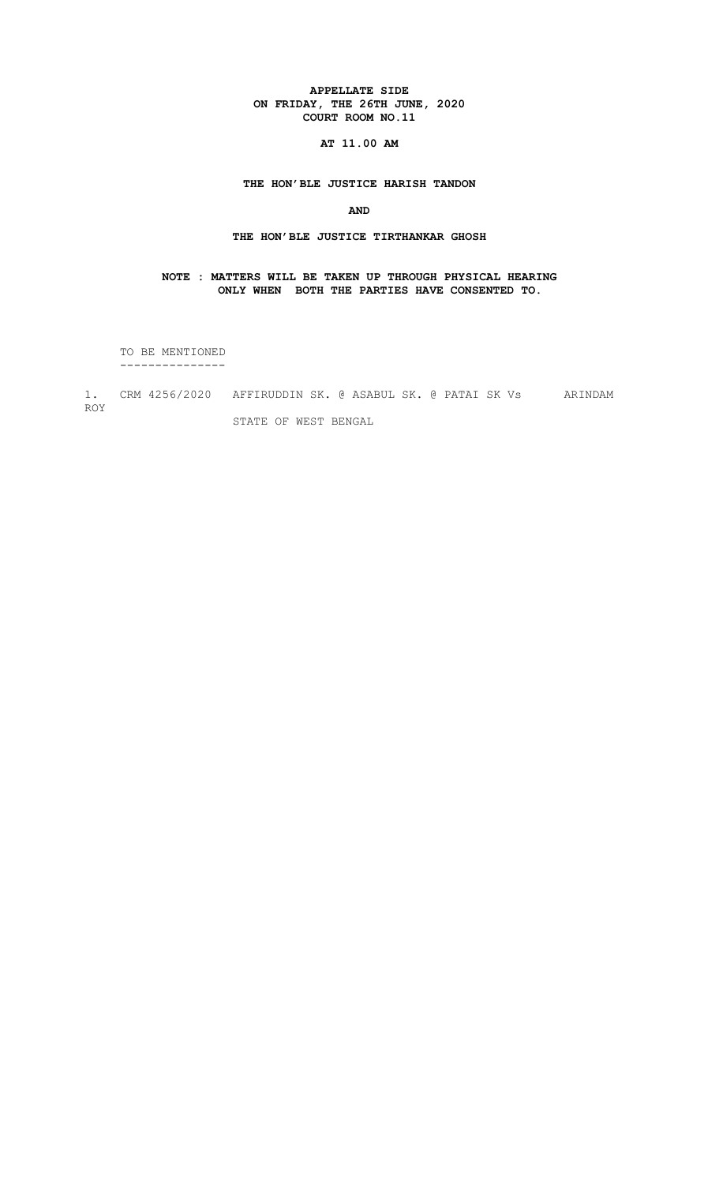**APPELLATE SIDE**
**ON FRIDAY, THE 26TH JUNE, 2020**
**COURT ROOM NO.11**

**AT 11.00 AM**

**THE HON'BLE JUSTICE HARISH TANDON**

**AND**

**THE HON'BLE JUSTICE TIRTHANKAR GHOSH**

**NOTE : MATTERS WILL BE TAKEN UP THROUGH PHYSICAL HEARING ONLY WHEN BOTH THE PARTIES HAVE CONSENTED TO.**

TO BE MENTIONED
---------------

1. CRM 4256/2020 AFFIRUDDIN SK. @ ASABUL SK. @ PATAI SK Vs STATE OF WEST BENGAL — ARINDAM ROY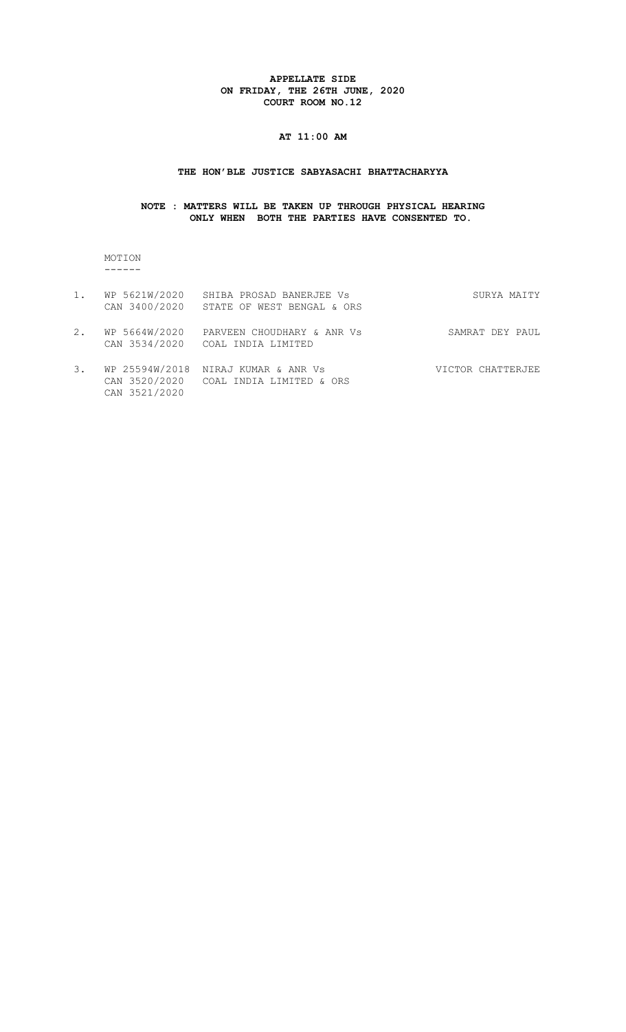**APPELLATE SIDE**
**ON FRIDAY, THE 26TH JUNE, 2020**
**COURT ROOM NO.12**

**AT 11:00 AM**

**THE HON'BLE JUSTICE SABYASACHI BHATTACHARYYA**

**NOTE : MATTERS WILL BE TAKEN UP THROUGH PHYSICAL HEARING ONLY WHEN BOTH THE PARTIES HAVE CONSENTED TO.**

MOTION
------

| | | | |
|---|---|---|---|
| 1. | WP 5621W/2020<br>CAN 3400/2020 | SHIBA PROSAD BANERJEE Vs<br>STATE OF WEST BENGAL & ORS | SURYA MAITY |
| 2. | WP 5664W/2020<br>CAN 3534/2020 | PARVEEN CHOUDHARY & ANR Vs<br>COAL INDIA LIMITED | SAMRAT DEY PAUL |
| 3. | WP 25594W/2018<br>CAN 3520/2020<br>CAN 3521/2020 | NIRAJ KUMAR & ANR Vs<br>COAL INDIA LIMITED & ORS | VICTOR CHATTERJEE |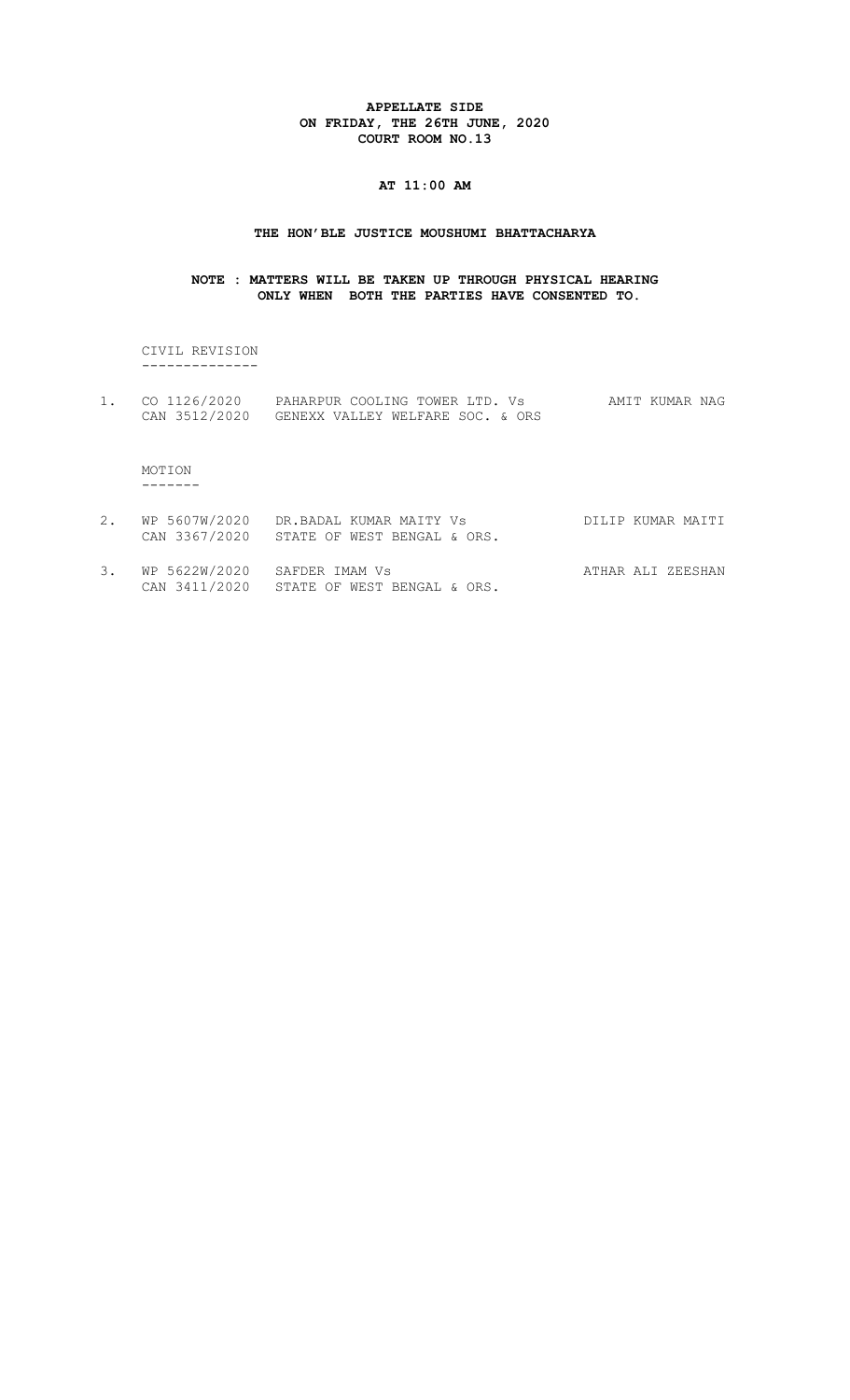**APPELLATE SIDE**
**ON FRIDAY, THE 26TH JUNE, 2020**
**COURT ROOM NO.13**

**AT 11:00 AM**

**THE HON'BLE JUSTICE MOUSHUMI BHATTACHARYA**

**NOTE : MATTERS WILL BE TAKEN UP THROUGH PHYSICAL HEARING ONLY WHEN BOTH THE PARTIES HAVE CONSENTED TO.**

CIVIL REVISION
--------------

| | | | |
|---|---|---|---|
| 1. | CO 1126/2020<br>CAN 3512/2020 | PAHARPUR COOLING TOWER LTD. Vs<br>GENEXX VALLEY WELFARE SOC. & ORS | AMIT KUMAR NAG |

MOTION
-------

| | | | |
|---|---|---|---|
| 2. | WP 5607W/2020<br>CAN 3367/2020 | DR.BADAL KUMAR MAITY Vs<br>STATE OF WEST BENGAL & ORS. | DILIP KUMAR MAITI |
| 3. | WP 5622W/2020<br>CAN 3411/2020 | SAFDER IMAM Vs<br>STATE OF WEST BENGAL & ORS. | ATHAR ALI ZEESHAN |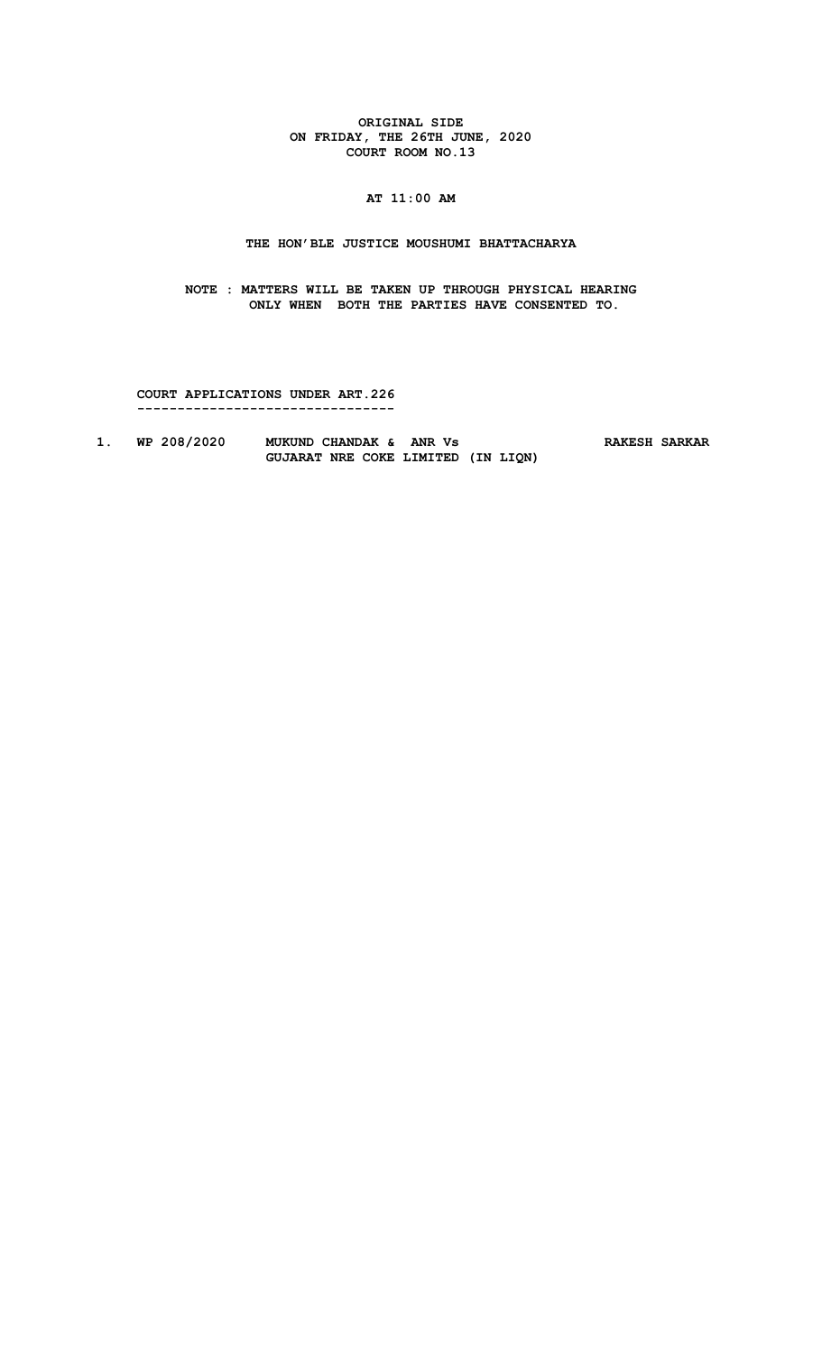**ORIGINAL SIDE**
**ON FRIDAY, THE 26TH JUNE, 2020**
**COURT ROOM NO.13**

**AT 11:00 AM**

**THE HON'BLE JUSTICE MOUSHUMI BHATTACHARYA**

**NOTE : MATTERS WILL BE TAKEN UP THROUGH PHYSICAL HEARING ONLY WHEN BOTH THE PARTIES HAVE CONSENTED TO.**

**COURT APPLICATIONS UNDER ART.226**
**-------------------------------**

| | | | |
|---|---|---|---|
| **1.** | **WP 208/2020** | **MUKUND CHANDAK & ANR Vs GUJARAT NRE COKE LIMITED (IN LIQN)** | **RAKESH SARKAR** |